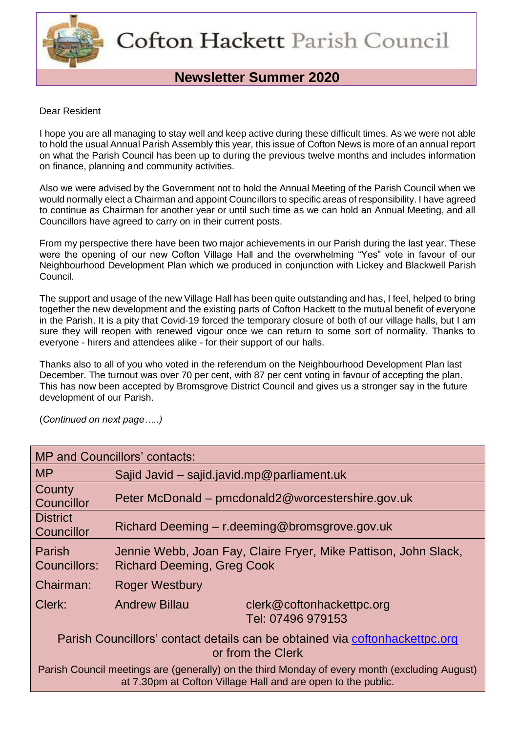# Cofton Hackett Parish Council

## Newsletter Summer 2020

Dear Resident

I hope you are all managing to stay well and keep active during these difficult times. As we were not able to hold the usual Annual Parish Assembly this year, this issue of Cofton News is more of an annual report on what the Parish Council has been up to during the previous twelve months and includes information on finance, planning and community activities.

Also we were advised by the Government not to hold the Annual Meeting of the Parish Council when we would normally elect a Chairman and appoint Councillors to specific areas of responsibility. I have agreed to continue as Chairman for another year or until such time as we can hold an Annual Meeting, and all Councillors have agreed to carry on in their current posts.

From my perspective there have been two major achievements in our Parish during the last year. These were the opening of our new Cofton Village Hall and the overwhelming "Yes" vote in favour of our Neighbourhood Development Plan which we produced in conjunction with Lickey and Blackwell Parish Council.

The support and usage of the new Village Hall has been quite outstanding and has, I feel, helped to bring together the new development and the existing parts of Cofton Hackett to the mutual benefit of everyone in the Parish. It is a pity that Covid-19 forced the temporary closure of both of our village halls, but I am sure they will reopen with renewed vigour once we can return to some sort of normality. Thanks to everyone - hirers and attendees alike - for their support of our halls.

Thanks also to all of you who voted in the referendum on the Neighbourhood Development Plan last December. The turnout was over 70 per cent, with 87 per cent voting in favour of accepting the plan. This has now been accepted by Bromsgrove District Council and gives us a stronger say in the future development of our Parish.

(*Continued on next page…..)*

| MP and Councillors' contacts: | | |
|---|---|---|
| MP | Sajid Javid – sajid.javid.mp@parliament.uk | |
| County Councillor | Peter McDonald – pmcdonald2@worcestershire.gov.uk | |
| District Councillor | Richard Deeming – r.deeming@bromsgrove.gov.uk | |
| Parish Councillors: | Jennie Webb, Joan Fay, Claire Fryer, Mike Pattison, John Slack, Richard Deeming, Greg Cook | |
| Chairman: | Roger Westbury | |
| Clerk: | Andrew Billau | clerk@coftonhackettpc.org Tel: 07496 979153 |

Parish Councillors' contact details can be obtained via coftonhackettpc.org or from the Clerk

Parish Council meetings are (generally) on the third Monday of every month (excluding August) at 7.30pm at Cofton Village Hall and are open to the public.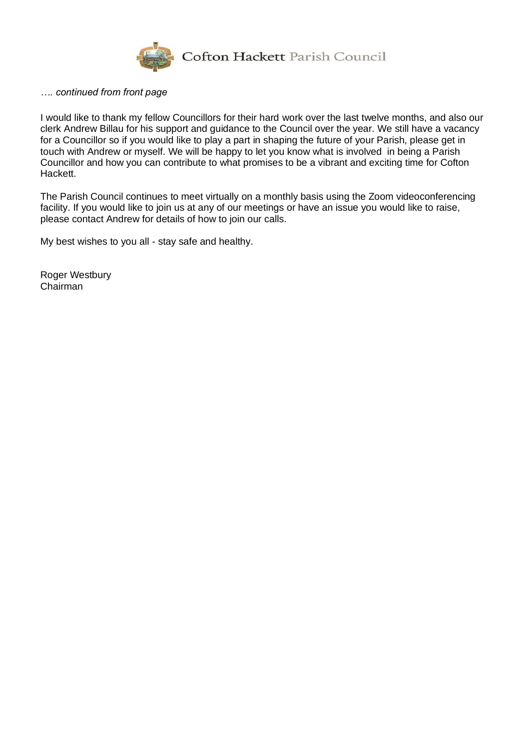*…. continued from front page*

I would like to thank my fellow Councillors for their hard work over the last twelve months, and also our clerk Andrew Billau for his support and guidance to the Council over the year. We still have a vacancy for a Councillor so if you would like to play a part in shaping the future of your Parish, please get in touch with Andrew or myself. We will be happy to let you know what is involved in being a Parish Councillor and how you can contribute to what promises to be a vibrant and exciting time for Cofton Hackett.

The Parish Council continues to meet virtually on a monthly basis using the Zoom videoconferencing facility. If you would like to join us at any of our meetings or have an issue you would like to raise, please contact Andrew for details of how to join our calls.

My best wishes to you all - stay safe and healthy.

Roger Westbury
Chairman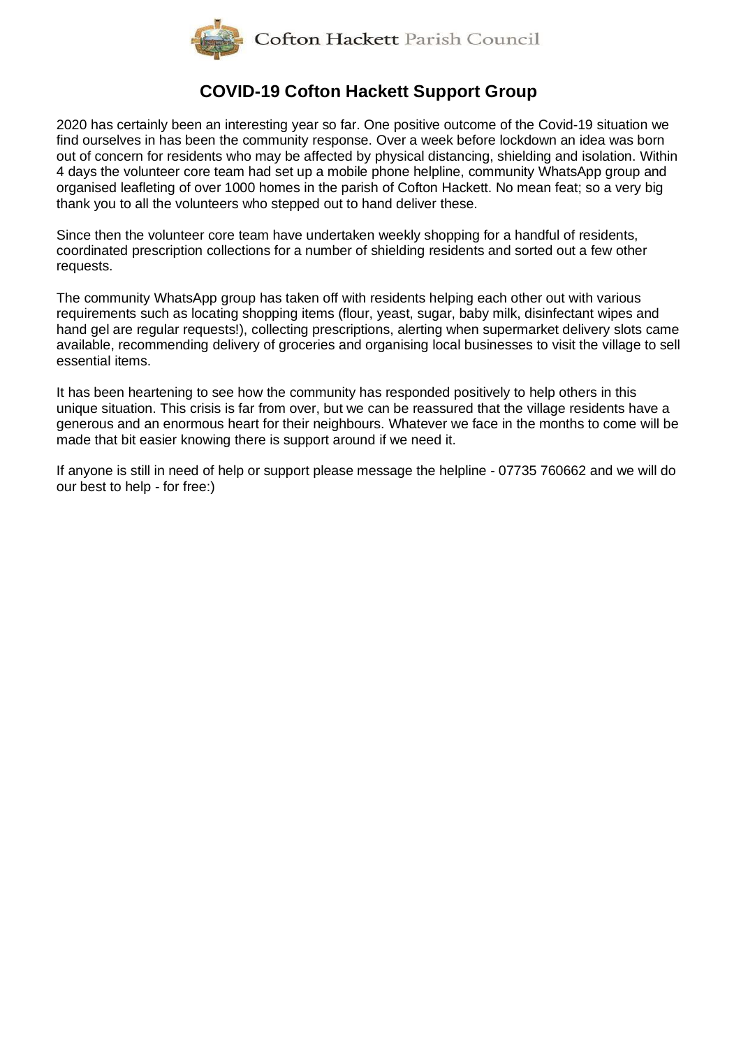# COVID-19 Cofton Hackett Support Group

2020 has certainly been an interesting year so far. One positive outcome of the Covid-19 situation we find ourselves in has been the community response. Over a week before lockdown an idea was born out of concern for residents who may be affected by physical distancing, shielding and isolation. Within 4 days the volunteer core team had set up a mobile phone helpline, community WhatsApp group and organised leafleting of over 1000 homes in the parish of Cofton Hackett. No mean feat; so a very big thank you to all the volunteers who stepped out to hand deliver these.

Since then the volunteer core team have undertaken weekly shopping for a handful of residents, coordinated prescription collections for a number of shielding residents and sorted out a few other requests.

The community WhatsApp group has taken off with residents helping each other out with various requirements such as locating shopping items (flour, yeast, sugar, baby milk, disinfectant wipes and hand gel are regular requests!), collecting prescriptions, alerting when supermarket delivery slots came available, recommending delivery of groceries and organising local businesses to visit the village to sell essential items.

It has been heartening to see how the community has responded positively to help others in this unique situation. This crisis is far from over, but we can be reassured that the village residents have a generous and an enormous heart for their neighbours. Whatever we face in the months to come will be made that bit easier knowing there is support around if we need it.

If anyone is still in need of help or support please message the helpline - 07735 760662 and we will do our best to help - for free:)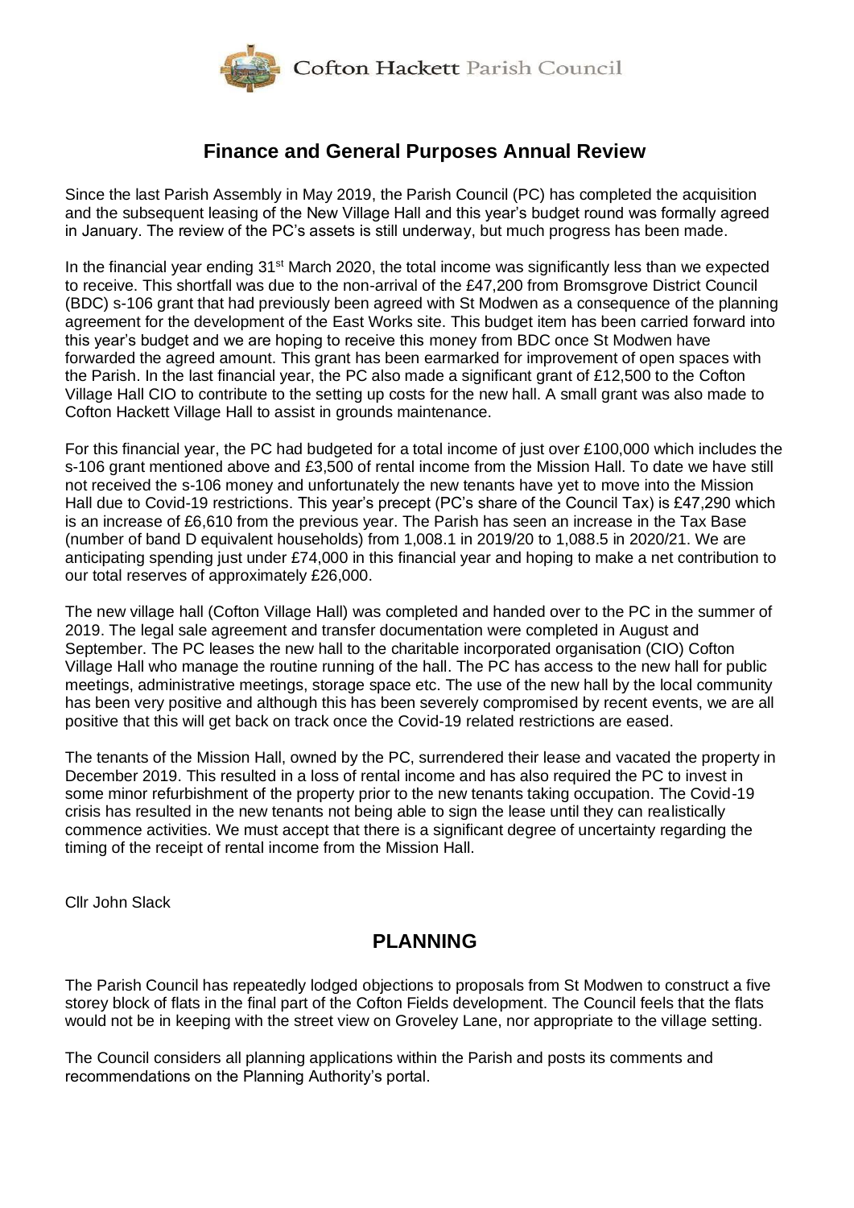Cofton Hackett Parish Council

## Finance and General Purposes Annual Review

Since the last Parish Assembly in May 2019, the Parish Council (PC) has completed the acquisition and the subsequent leasing of the New Village Hall and this year's budget round was formally agreed in January. The review of the PC's assets is still underway, but much progress has been made.

In the financial year ending 31st March 2020, the total income was significantly less than we expected to receive. This shortfall was due to the non-arrival of the £47,200 from Bromsgrove District Council (BDC) s-106 grant that had previously been agreed with St Modwen as a consequence of the planning agreement for the development of the East Works site. This budget item has been carried forward into this year's budget and we are hoping to receive this money from BDC once St Modwen have forwarded the agreed amount. This grant has been earmarked for improvement of open spaces with the Parish. In the last financial year, the PC also made a significant grant of £12,500 to the Cofton Village Hall CIO to contribute to the setting up costs for the new hall. A small grant was also made to Cofton Hackett Village Hall to assist in grounds maintenance.

For this financial year, the PC had budgeted for a total income of just over £100,000 which includes the s-106 grant mentioned above and £3,500 of rental income from the Mission Hall. To date we have still not received the s-106 money and unfortunately the new tenants have yet to move into the Mission Hall due to Covid-19 restrictions. This year's precept (PC's share of the Council Tax) is £47,290 which is an increase of £6,610 from the previous year. The Parish has seen an increase in the Tax Base (number of band D equivalent households) from 1,008.1 in 2019/20 to 1,088.5 in 2020/21. We are anticipating spending just under £74,000 in this financial year and hoping to make a net contribution to our total reserves of approximately £26,000.

The new village hall (Cofton Village Hall) was completed and handed over to the PC in the summer of 2019. The legal sale agreement and transfer documentation were completed in August and September. The PC leases the new hall to the charitable incorporated organisation (CIO) Cofton Village Hall who manage the routine running of the hall. The PC has access to the new hall for public meetings, administrative meetings, storage space etc. The use of the new hall by the local community has been very positive and although this has been severely compromised by recent events, we are all positive that this will get back on track once the Covid-19 related restrictions are eased.

The tenants of the Mission Hall, owned by the PC, surrendered their lease and vacated the property in December 2019. This resulted in a loss of rental income and has also required the PC to invest in some minor refurbishment of the property prior to the new tenants taking occupation. The Covid-19 crisis has resulted in the new tenants not being able to sign the lease until they can realistically commence activities. We must accept that there is a significant degree of uncertainty regarding the timing of the receipt of rental income from the Mission Hall.

Cllr John Slack

## PLANNING

The Parish Council has repeatedly lodged objections to proposals from St Modwen to construct a five storey block of flats in the final part of the Cofton Fields development. The Council feels that the flats would not be in keeping with the street view on Groveley Lane, nor appropriate to the village setting.

The Council considers all planning applications within the Parish and posts its comments and recommendations on the Planning Authority's portal.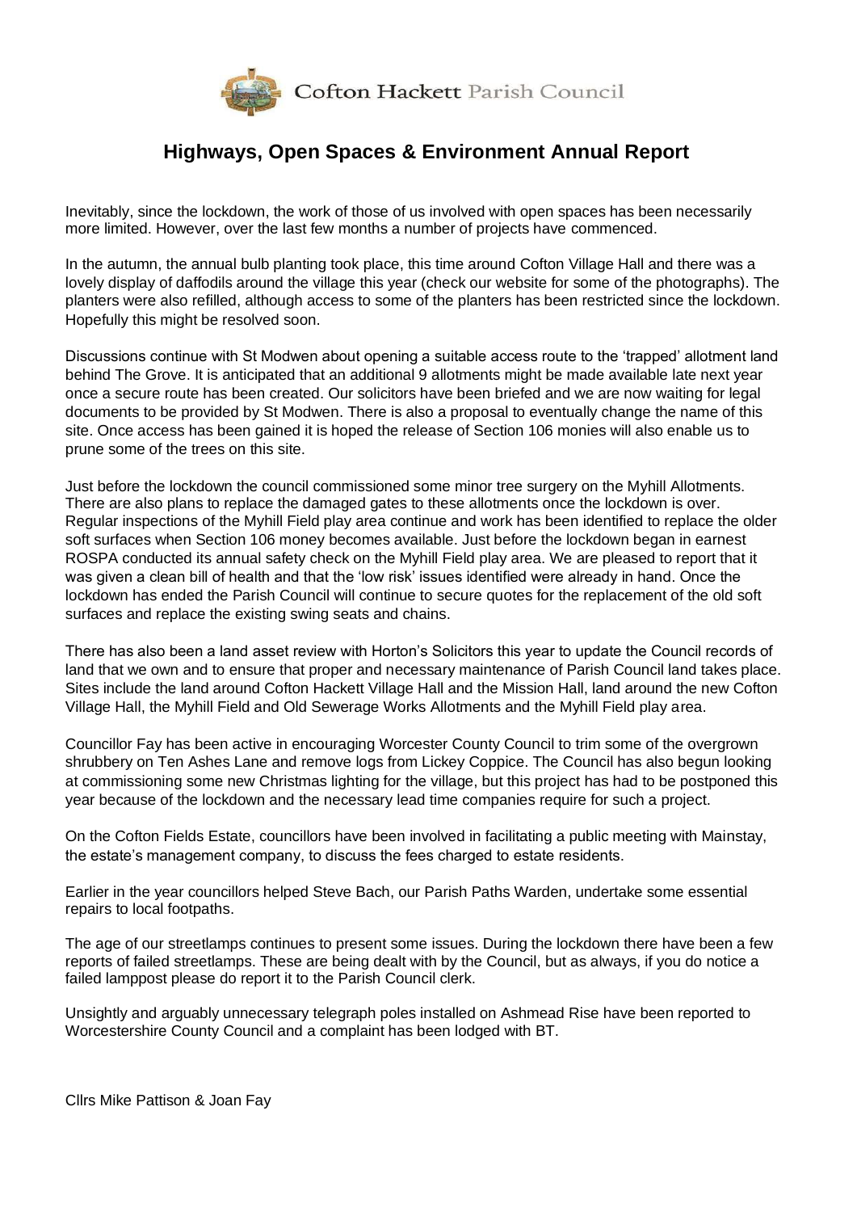Cofton Hackett Parish Council

# Highways, Open Spaces & Environment Annual Report

Inevitably, since the lockdown, the work of those of us involved with open spaces has been necessarily more limited. However, over the last few months a number of projects have commenced.

In the autumn, the annual bulb planting took place, this time around Cofton Village Hall and there was a lovely display of daffodils around the village this year (check our website for some of the photographs). The planters were also refilled, although access to some of the planters has been restricted since the lockdown. Hopefully this might be resolved soon.

Discussions continue with St Modwen about opening a suitable access route to the 'trapped' allotment land behind The Grove. It is anticipated that an additional 9 allotments might be made available late next year once a secure route has been created. Our solicitors have been briefed and we are now waiting for legal documents to be provided by St Modwen. There is also a proposal to eventually change the name of this site. Once access has been gained it is hoped the release of Section 106 monies will also enable us to prune some of the trees on this site.

Just before the lockdown the council commissioned some minor tree surgery on the Myhill Allotments. There are also plans to replace the damaged gates to these allotments once the lockdown is over. Regular inspections of the Myhill Field play area continue and work has been identified to replace the older soft surfaces when Section 106 money becomes available. Just before the lockdown began in earnest ROSPA conducted its annual safety check on the Myhill Field play area. We are pleased to report that it was given a clean bill of health and that the 'low risk' issues identified were already in hand. Once the lockdown has ended the Parish Council will continue to secure quotes for the replacement of the old soft surfaces and replace the existing swing seats and chains.

There has also been a land asset review with Horton's Solicitors this year to update the Council records of land that we own and to ensure that proper and necessary maintenance of Parish Council land takes place. Sites include the land around Cofton Hackett Village Hall and the Mission Hall, land around the new Cofton Village Hall, the Myhill Field and Old Sewerage Works Allotments and the Myhill Field play area.

Councillor Fay has been active in encouraging Worcester County Council to trim some of the overgrown shrubbery on Ten Ashes Lane and remove logs from Lickey Coppice. The Council has also begun looking at commissioning some new Christmas lighting for the village, but this project has had to be postponed this year because of the lockdown and the necessary lead time companies require for such a project.

On the Cofton Fields Estate, councillors have been involved in facilitating a public meeting with Mainstay, the estate's management company, to discuss the fees charged to estate residents.

Earlier in the year councillors helped Steve Bach, our Parish Paths Warden, undertake some essential repairs to local footpaths.

The age of our streetlamps continues to present some issues. During the lockdown there have been a few reports of failed streetlamps. These are being dealt with by the Council, but as always, if you do notice a failed lamppost please do report it to the Parish Council clerk.

Unsightly and arguably unnecessary telegraph poles installed on Ashmead Rise have been reported to Worcestershire County Council and a complaint has been lodged with BT.

Cllrs Mike Pattison & Joan Fay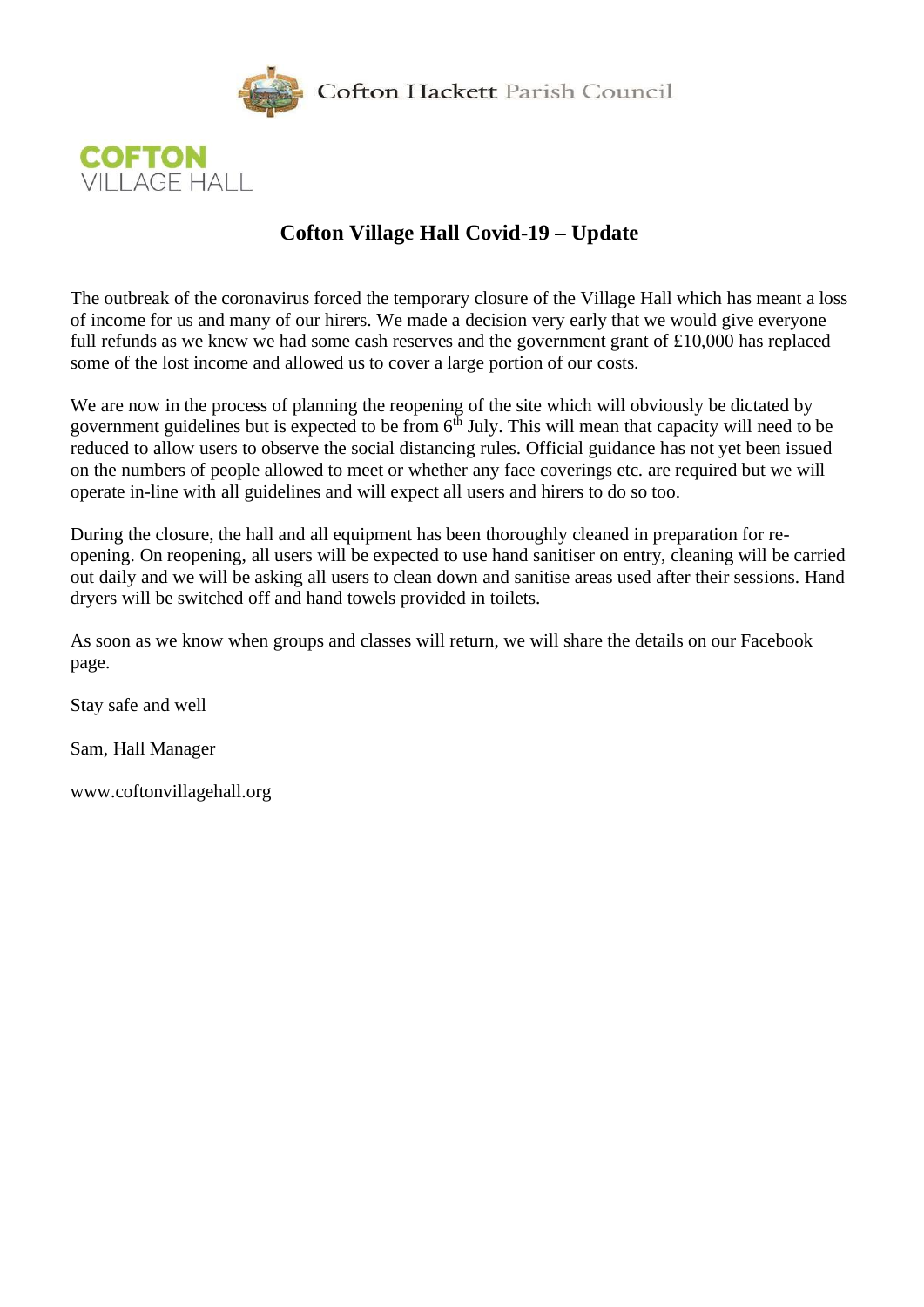Cofton Hackett Parish Council

COFTON
VILLAGE HALL

# Cofton Village Hall Covid-19 – Update

The outbreak of the coronavirus forced the temporary closure of the Village Hall which has meant a loss of income for us and many of our hirers. We made a decision very early that we would give everyone full refunds as we knew we had some cash reserves and the government grant of £10,000 has replaced some of the lost income and allowed us to cover a large portion of our costs.

We are now in the process of planning the reopening of the site which will obviously be dictated by government guidelines but is expected to be from 6th July. This will mean that capacity will need to be reduced to allow users to observe the social distancing rules. Official guidance has not yet been issued on the numbers of people allowed to meet or whether any face coverings etc. are required but we will operate in-line with all guidelines and will expect all users and hirers to do so too.

During the closure, the hall and all equipment has been thoroughly cleaned in preparation for re-opening. On reopening, all users will be expected to use hand sanitiser on entry, cleaning will be carried out daily and we will be asking all users to clean down and sanitise areas used after their sessions. Hand dryers will be switched off and hand towels provided in toilets.

As soon as we know when groups and classes will return, we will share the details on our Facebook page.

Stay safe and well

Sam, Hall Manager

www.coftonvillagehall.org